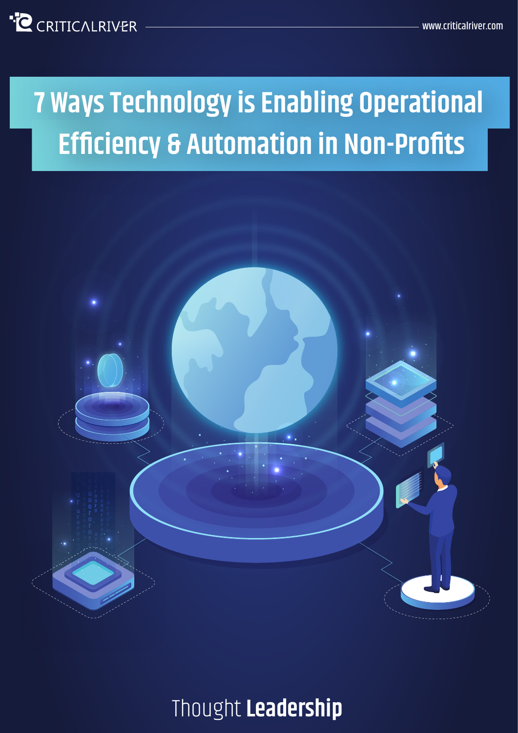CRITICALRIVER

www.criticalriver.com

# 7 Ways Technology is Enabling Operational Efficiency & Automation in Non-Profits

Thought **Leadership**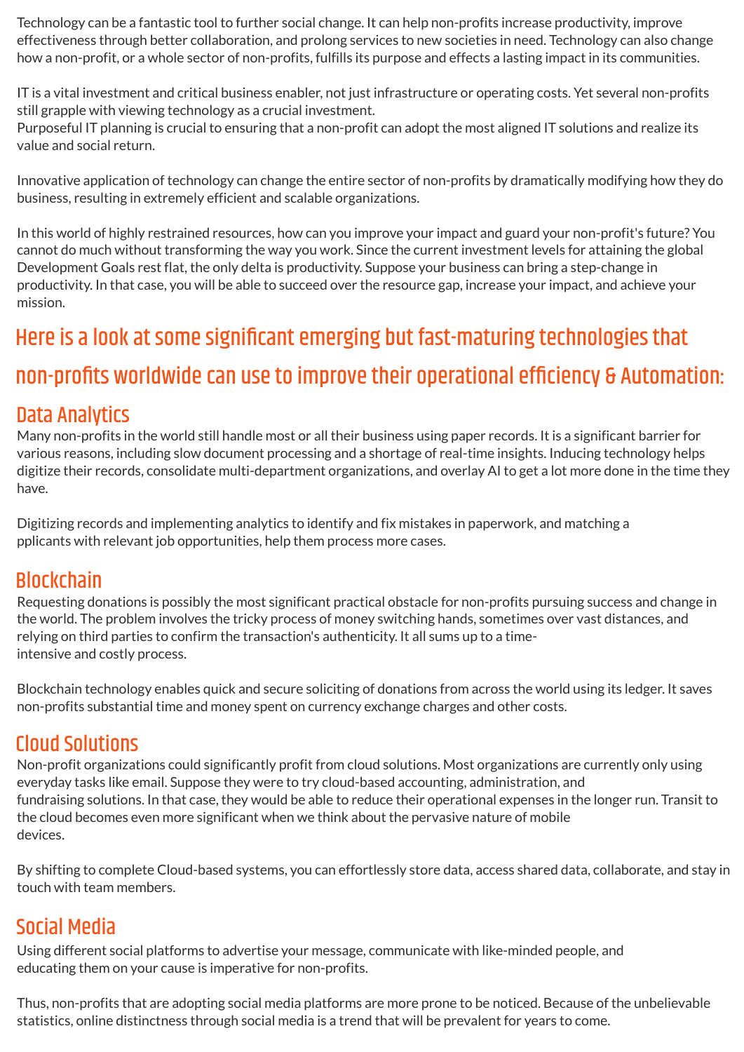Technology can be a fantastic tool to further social change. It can help non-profits increase productivity, improve effectiveness through better collaboration, and prolong services to new societies in need. Technology can also change how a non-profit, or a whole sector of non-profits, fulfills its purpose and effects a lasting impact in its communities.

IT is a vital investment and critical business enabler, not just infrastructure or operating costs. Yet several non-profits still grapple with viewing technology as a crucial investment.
Purposeful IT planning is crucial to ensuring that a non-profit can adopt the most aligned IT solutions and realize its value and social return.

Innovative application of technology can change the entire sector of non-profits by dramatically modifying how they do business, resulting in extremely efficient and scalable organizations.

In this world of highly restrained resources, how can you improve your impact and guard your non-profit's future? You cannot do much without transforming the way you work. Since the current investment levels for attaining the global Development Goals rest flat, the only delta is productivity. Suppose your business can bring a step-change in productivity. In that case, you will be able to succeed over the resource gap, increase your impact, and achieve your mission.

## Here is a look at some significant emerging but fast-maturing technologies that non-profits worldwide can use to improve their operational efficiency & Automation:

### Data Analytics

Many non-profits in the world still handle most or all their business using paper records. It is a significant barrier for various reasons, including slow document processing and a shortage of real-time insights. Inducing technology helps digitize their records, consolidate multi-department organizations, and overlay AI to get a lot more done in the time they have.

Digitizing records and implementing analytics to identify and fix mistakes in paperwork, and matching a pplicants with relevant job opportunities, help them process more cases.

### Blockchain

Requesting donations is possibly the most significant practical obstacle for non-profits pursuing success and change in the world. The problem involves the tricky process of money switching hands, sometimes over vast distances, and relying on third parties to confirm the transaction's authenticity. It all sums up to a time-intensive and costly process.

Blockchain technology enables quick and secure soliciting of donations from across the world using its ledger. It saves non-profits substantial time and money spent on currency exchange charges and other costs.

### Cloud Solutions

Non-profit organizations could significantly profit from cloud solutions. Most organizations are currently only using everyday tasks like email. Suppose they were to try cloud-based accounting, administration, and fundraising solutions. In that case, they would be able to reduce their operational expenses in the longer run. Transit to the cloud becomes even more significant when we think about the pervasive nature of mobile devices.

By shifting to complete Cloud-based systems, you can effortlessly store data, access shared data, collaborate, and stay in touch with team members.

### Social Media

Using different social platforms to advertise your message, communicate with like-minded people, and educating them on your cause is imperative for non-profits.

Thus, non-profits that are adopting social media platforms are more prone to be noticed. Because of the unbelievable statistics, online distinctness through social media is a trend that will be prevalent for years to come.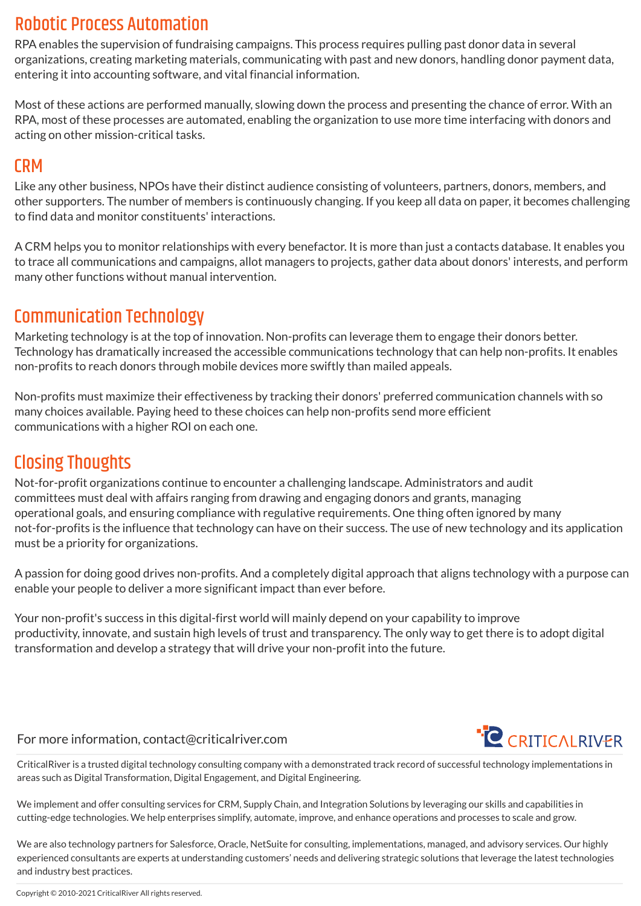## Robotic Process Automation

RPA enables the supervision of fundraising campaigns. This process requires pulling past donor data in several organizations, creating marketing materials, communicating with past and new donors, handling donor payment data, entering it into accounting software, and vital financial information.

Most of these actions are performed manually, slowing down the process and presenting the chance of error. With an RPA, most of these processes are automated, enabling the organization to use more time interfacing with donors and acting on other mission-critical tasks.

## CRM

Like any other business, NPOs have their distinct audience consisting of volunteers, partners, donors, members, and other supporters. The number of members is continuously changing. If you keep all data on paper, it becomes challenging to find data and monitor constituents' interactions.

A CRM helps you to monitor relationships with every benefactor. It is more than just a contacts database. It enables you to trace all communications and campaigns, allot managers to projects, gather data about donors' interests, and perform many other functions without manual intervention.

## Communication Technology

Marketing technology is at the top of innovation. Non-profits can leverage them to engage their donors better. Technology has dramatically increased the accessible communications technology that can help non-profits. It enables non-profits to reach donors through mobile devices more swiftly than mailed appeals.

Non-profits must maximize their effectiveness by tracking their donors' preferred communication channels with so many choices available. Paying heed to these choices can help non-profits send more efficient communications with a higher ROI on each one.

## Closing Thoughts

Not-for-profit organizations continue to encounter a challenging landscape. Administrators and audit committees must deal with affairs ranging from drawing and engaging donors and grants, managing operational goals, and ensuring compliance with regulative requirements. One thing often ignored by many not-for-profits is the influence that technology can have on their success. The use of new technology and its application must be a priority for organizations.

A passion for doing good drives non-profits. And a completely digital approach that aligns technology with a purpose can enable your people to deliver a more significant impact than ever before.

Your non-profit's success in this digital-first world will mainly depend on your capability to improve productivity, innovate, and sustain high levels of trust and transparency. The only way to get there is to adopt digital transformation and develop a strategy that will drive your non-profit into the future.

For more information, contact@criticalriver.com

CRITICALRIVER

CriticalRiver is a trusted digital technology consulting company with a demonstrated track record of successful technology implementations in areas such as Digital Transformation, Digital Engagement, and Digital Engineering.

We implement and offer consulting services for CRM, Supply Chain, and Integration Solutions by leveraging our skills and capabilities in cutting-edge technologies. We help enterprises simplify, automate, improve, and enhance operations and processes to scale and grow.

We are also technology partners for Salesforce, Oracle, NetSuite for consulting, implementations, managed, and advisory services. Our highly experienced consultants are experts at understanding customers' needs and delivering strategic solutions that leverage the latest technologies and industry best practices.

Copyright © 2010-2021 CriticalRiver All rights reserved.